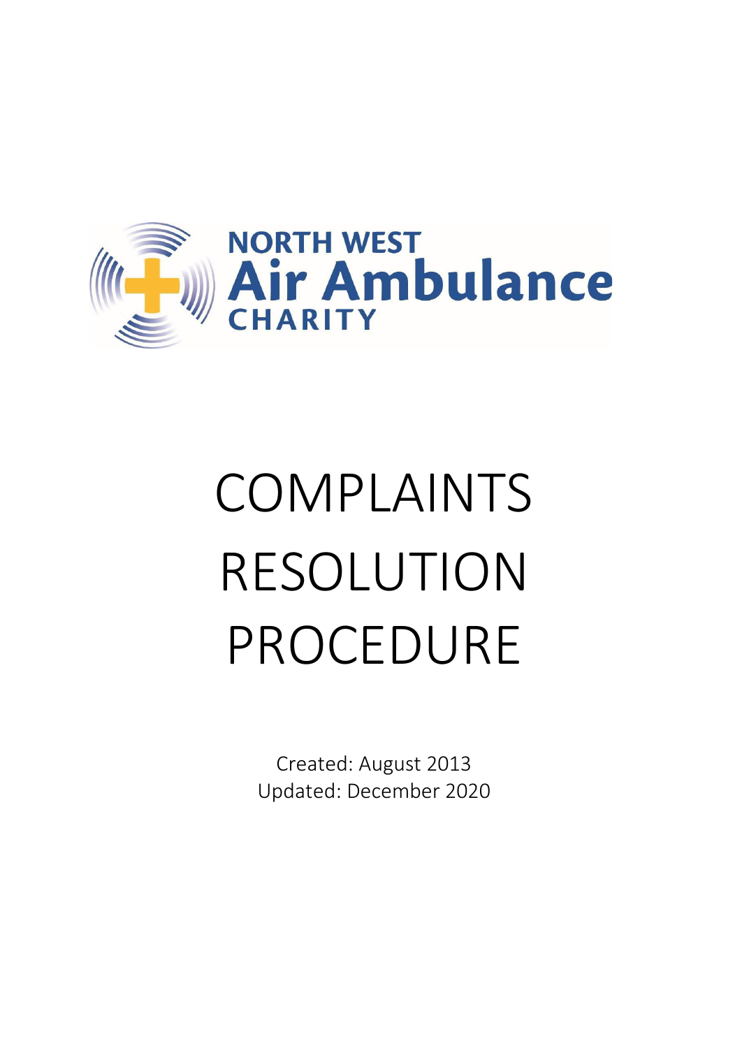NORTH WEST
Air Ambulance
CHARITY

# COMPLAINTS RESOLUTION PROCEDURE

Created: August 2013
Updated: December 2020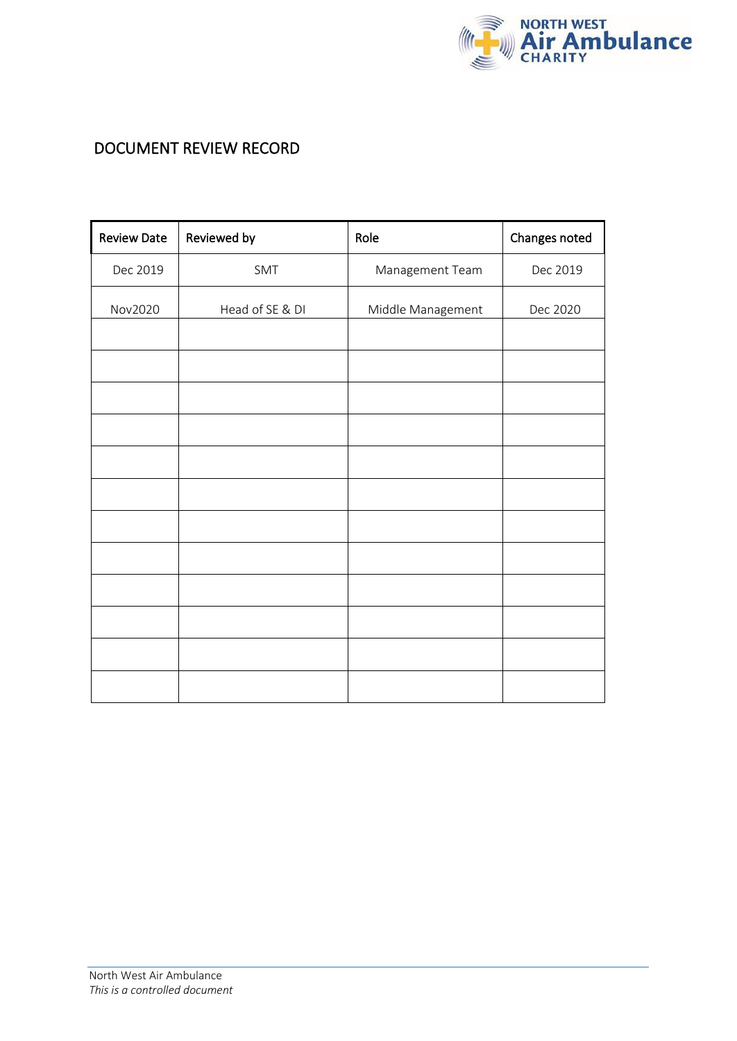# DOCUMENT REVIEW RECORD

| Review Date | Reviewed by | Role | Changes noted |
|---|---|---|---|
| Dec 2019 | SMT | Management Team | Dec 2019 |
| Nov2020 | Head of SE & DI | Middle Management | Dec 2020 |
| | | | |
| | | | |
| | | | |
| | | | |
| | | | |
| | | | |
| | | | |
| | | | |
| | | | |
| | | | |
| | | | |
| | | | |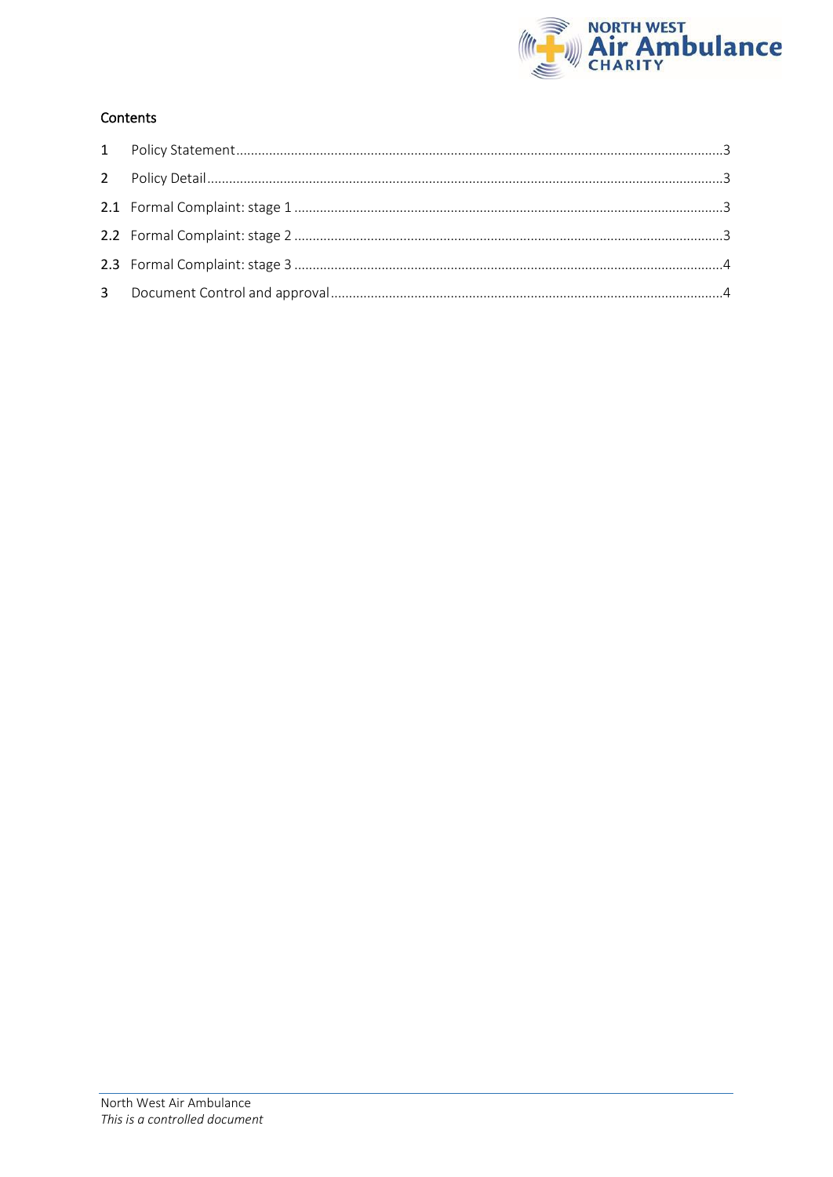## Contents

| | | |
|---|---|---|
| 1 | Policy Statement | 3 |
| 2 | Policy Detail | 3 |
| 2.1 | Formal Complaint: stage 1 | 3 |
| 2.2 | Formal Complaint: stage 2 | 3 |
| 2.3 | Formal Complaint: stage 3 | 4 |
| 3 | Document Control and approval | 4 |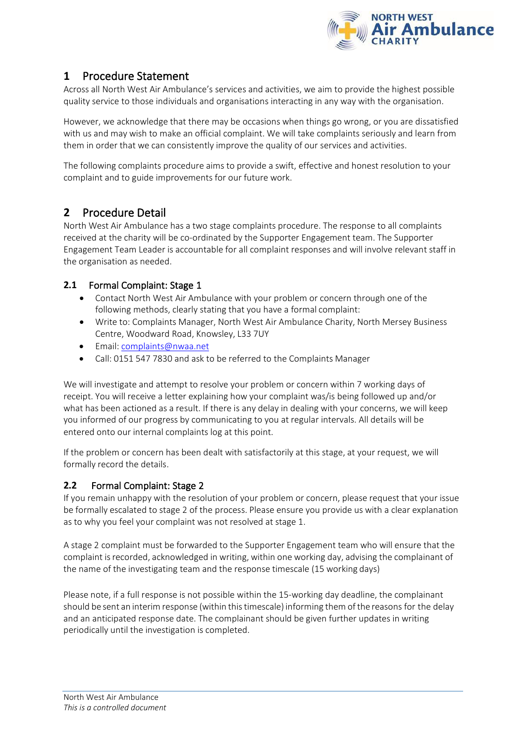## 1 Procedure Statement

Across all North West Air Ambulance's services and activities, we aim to provide the highest possible quality service to those individuals and organisations interacting in any way with the organisation.

However, we acknowledge that there may be occasions when things go wrong, or you are dissatisfied with us and may wish to make an official complaint. We will take complaints seriously and learn from them in order that we can consistently improve the quality of our services and activities.

The following complaints procedure aims to provide a swift, effective and honest resolution to your complaint and to guide improvements for our future work.

## 2 Procedure Detail

North West Air Ambulance has a two stage complaints procedure. The response to all complaints received at the charity will be co-ordinated by the Supporter Engagement team. The Supporter Engagement Team Leader is accountable for all complaint responses and will involve relevant staff in the organisation as needed.

### 2.1 Formal Complaint: Stage 1

- Contact North West Air Ambulance with your problem or concern through one of the following methods, clearly stating that you have a formal complaint:
- Write to: Complaints Manager, North West Air Ambulance Charity, North Mersey Business Centre, Woodward Road, Knowsley, L33 7UY
- Email: complaints@nwaa.net
- Call: 0151 547 7830 and ask to be referred to the Complaints Manager

We will investigate and attempt to resolve your problem or concern within 7 working days of receipt. You will receive a letter explaining how your complaint was/is being followed up and/or what has been actioned as a result. If there is any delay in dealing with your concerns, we will keep you informed of our progress by communicating to you at regular intervals. All details will be entered onto our internal complaints log at this point.

If the problem or concern has been dealt with satisfactorily at this stage, at your request, we will formally record the details.

### 2.2 Formal Complaint: Stage 2

If you remain unhappy with the resolution of your problem or concern, please request that your issue be formally escalated to stage 2 of the process. Please ensure you provide us with a clear explanation as to why you feel your complaint was not resolved at stage 1.

A stage 2 complaint must be forwarded to the Supporter Engagement team who will ensure that the complaint is recorded, acknowledged in writing, within one working day, advising the complainant of the name of the investigating team and the response timescale (15 working days)

Please note, if a full response is not possible within the 15-working day deadline, the complainant should be sent an interim response (within this timescale) informing them of the reasons for the delay and an anticipated response date. The complainant should be given further updates in writing periodically until the investigation is completed.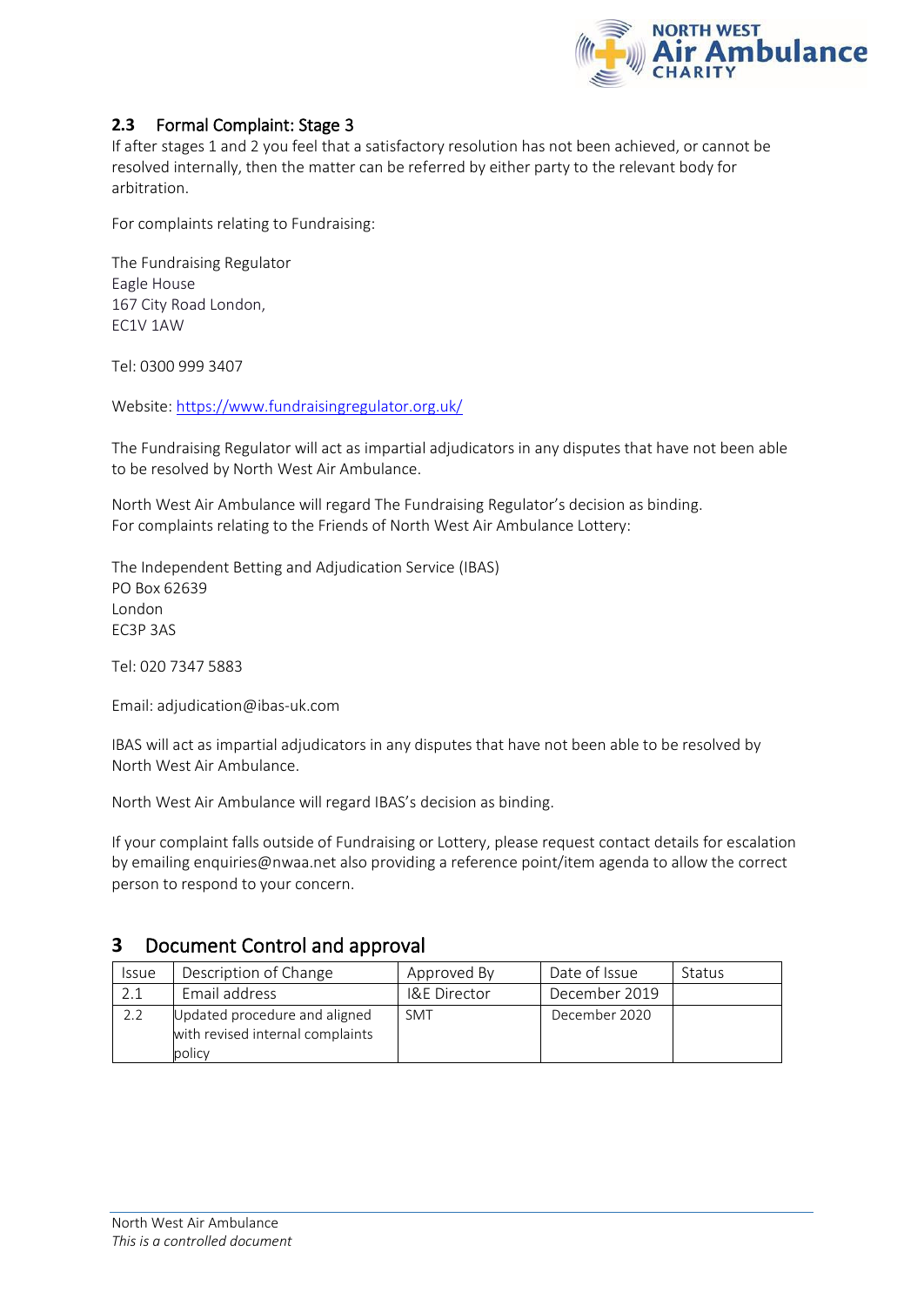### 2.3 Formal Complaint: Stage 3

If after stages 1 and 2 you feel that a satisfactory resolution has not been achieved, or cannot be resolved internally, then the matter can be referred by either party to the relevant body for arbitration.

For complaints relating to Fundraising:

The Fundraising Regulator
Eagle House
167 City Road London,
EC1V 1AW

Tel: 0300 999 3407

Website: https://www.fundraisingregulator.org.uk/

The Fundraising Regulator will act as impartial adjudicators in any disputes that have not been able to be resolved by North West Air Ambulance.

North West Air Ambulance will regard The Fundraising Regulator's decision as binding.
For complaints relating to the Friends of North West Air Ambulance Lottery:

The Independent Betting and Adjudication Service (IBAS)
PO Box 62639
London
EC3P 3AS

Tel: 020 7347 5883

Email: adjudication@ibas-uk.com

IBAS will act as impartial adjudicators in any disputes that have not been able to be resolved by North West Air Ambulance.

North West Air Ambulance will regard IBAS's decision as binding.

If your complaint falls outside of Fundraising or Lottery, please request contact details for escalation by emailing enquiries@nwaa.net also providing a reference point/item agenda to allow the correct person to respond to your concern.

## 3 Document Control and approval

| Issue | Description of Change | Approved By | Date of Issue | Status |
|---|---|---|---|---|
| 2.1 | Email address | I&E Director | December 2019 | |
| 2.2 | Updated procedure and aligned with revised internal complaints policy | SMT | December 2020 | |